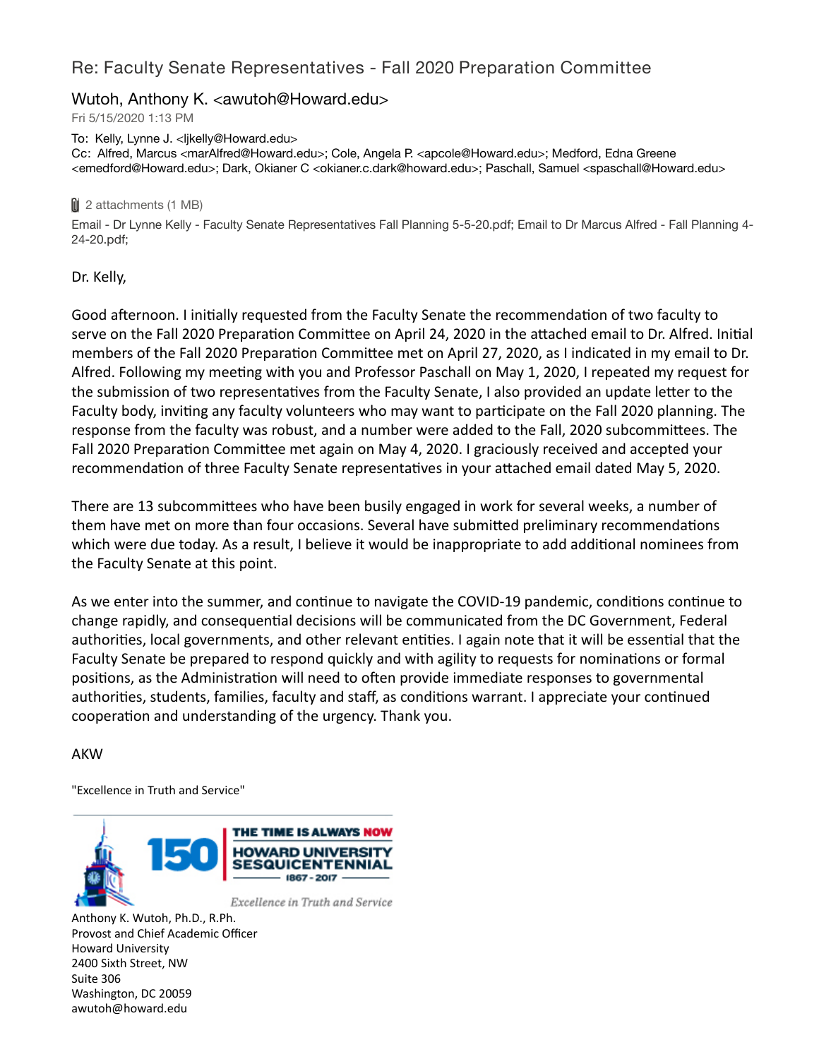# Re: Faculty Senate Representatives - Fall 2020 Preparation Committee

## Wutoh, Anthony K. <awutoh@Howard.edu>

Fri 5/15/2020 1:13 PM

To: Kelly, Lynne J. <ljkelly@Howard.edu>
Cc: Alfred, Marcus <marAlfred@Howard.edu>; Cole, Angela P. <apcole@Howard.edu>; Medford, Edna Greene <emedford@Howard.edu>; Dark, Okianer C <okianer.c.dark@howard.edu>; Paschall, Samuel <spaschall@Howard.edu>

2 attachments (1 MB)

Email - Dr Lynne Kelly - Faculty Senate Representatives Fall Planning 5-5-20.pdf; Email to Dr Marcus Alfred - Fall Planning 4-24-20.pdf;

Dr. Kelly,

Good afternoon. I initially requested from the Faculty Senate the recommendation of two faculty to serve on the Fall 2020 Preparation Committee on April 24, 2020 in the attached email to Dr. Alfred. Initial members of the Fall 2020 Preparation Committee met on April 27, 2020, as I indicated in my email to Dr. Alfred. Following my meeting with you and Professor Paschall on May 1, 2020, I repeated my request for the submission of two representatives from the Faculty Senate, I also provided an update letter to the Faculty body, inviting any faculty volunteers who may want to participate on the Fall 2020 planning. The response from the faculty was robust, and a number were added to the Fall, 2020 subcommittees. The Fall 2020 Preparation Committee met again on May 4, 2020. I graciously received and accepted your recommendation of three Faculty Senate representatives in your attached email dated May 5, 2020.

There are 13 subcommittees who have been busily engaged in work for several weeks, a number of them have met on more than four occasions. Several have submitted preliminary recommendations which were due today. As a result, I believe it would be inappropriate to add additional nominees from the Faculty Senate at this point.

As we enter into the summer, and continue to navigate the COVID-19 pandemic, conditions continue to change rapidly, and consequential decisions will be communicated from the DC Government, Federal authorities, local governments, and other relevant entities. I again note that it will be essential that the Faculty Senate be prepared to respond quickly and with agility to requests for nominations or formal positions, as the Administration will need to often provide immediate responses to governmental authorities, students, families, faculty and staff, as conditions warrant. I appreciate your continued cooperation and understanding of the urgency. Thank you.

AKW

"Excellence in Truth and Service"

150 THE TIME IS ALWAYS NOW
HOWARD UNIVERSITY SESQUICENTENNIAL
1867 - 2017
*Excellence in Truth and Service*

Anthony K. Wutoh, Ph.D., R.Ph.
Provost and Chief Academic Officer
Howard University
2400 Sixth Street, NW
Suite 306
Washington, DC 20059
awutoh@howard.edu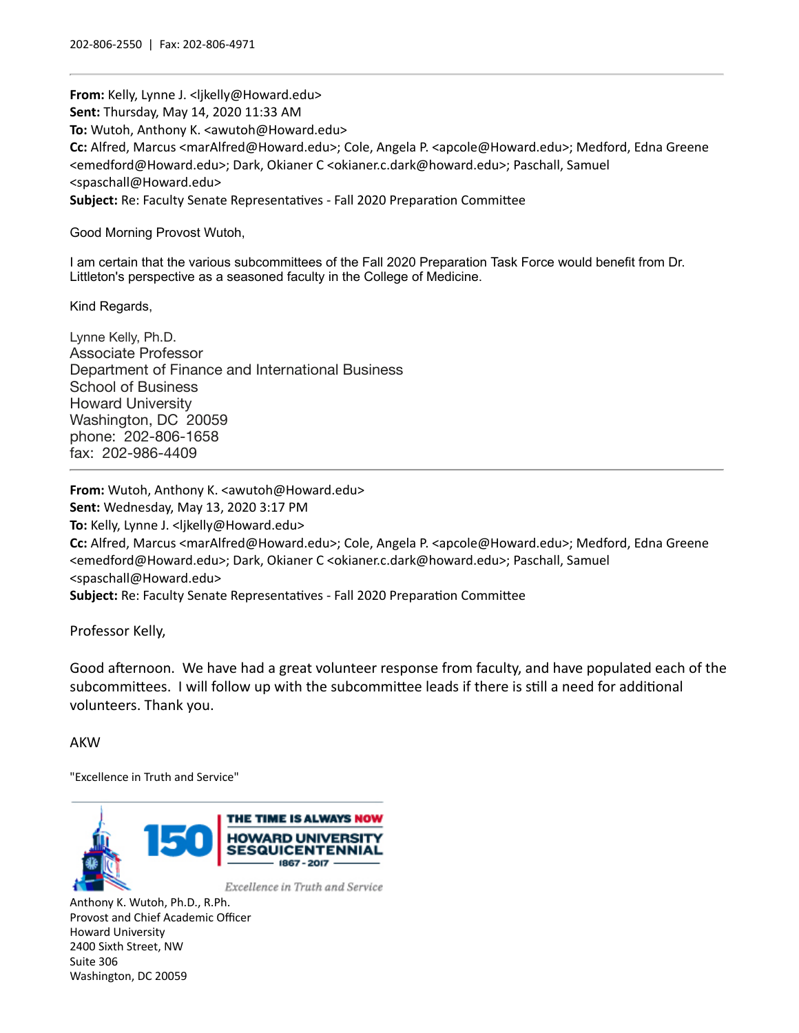202-806-2550 | Fax: 202-806-4971

---

**From:** Kelly, Lynne J. <ljkelly@Howard.edu>
**Sent:** Thursday, May 14, 2020 11:33 AM
**To:** Wutoh, Anthony K. <awutoh@Howard.edu>
**Cc:** Alfred, Marcus <marAlfred@Howard.edu>; Cole, Angela P. <apcole@Howard.edu>; Medford, Edna Greene <emedford@Howard.edu>; Dark, Okianer C <okianer.c.dark@howard.edu>; Paschall, Samuel <spaschall@Howard.edu>
**Subject:** Re: Faculty Senate Representatives - Fall 2020 Preparation Committee

Good Morning Provost Wutoh,

I am certain that the various subcommittees of the Fall 2020 Preparation Task Force would benefit from Dr. Littleton's perspective as a seasoned faculty in the College of Medicine.

Kind Regards,

Lynne Kelly, Ph.D.
Associate Professor
Department of Finance and International Business
School of Business
Howard University
Washington, DC 20059
phone: 202-806-1658
fax: 202-986-4409

---

**From:** Wutoh, Anthony K. <awutoh@Howard.edu>
**Sent:** Wednesday, May 13, 2020 3:17 PM
**To:** Kelly, Lynne J. <ljkelly@Howard.edu>
**Cc:** Alfred, Marcus <marAlfred@Howard.edu>; Cole, Angela P. <apcole@Howard.edu>; Medford, Edna Greene <emedford@Howard.edu>; Dark, Okianer C <okianer.c.dark@howard.edu>; Paschall, Samuel <spaschall@Howard.edu>
**Subject:** Re: Faculty Senate Representatives - Fall 2020 Preparation Committee

Professor Kelly,

Good afternoon. We have had a great volunteer response from faculty, and have populated each of the subcommittees. I will follow up with the subcommittee leads if there is still a need for additional volunteers. Thank you.

AKW

"Excellence in Truth and Service"

150 | THE TIME IS ALWAYS NOW | HOWARD UNIVERSITY SESQUICENTENNIAL | 1867 - 2017

*Excellence in Truth and Service*

Anthony K. Wutoh, Ph.D., R.Ph.
Provost and Chief Academic Officer
Howard University
2400 Sixth Street, NW
Suite 306
Washington, DC 20059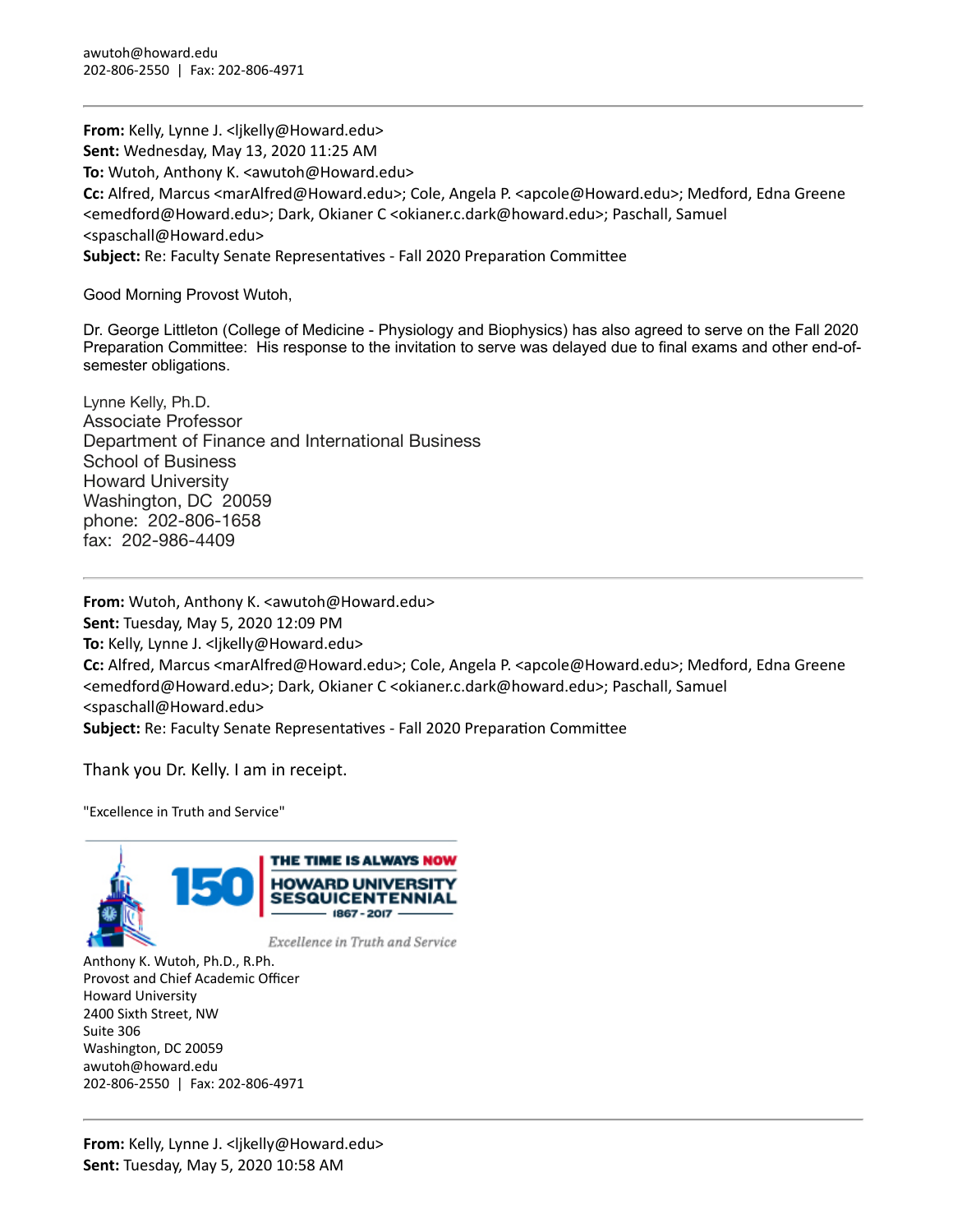awutoh@howard.edu
202-806-2550 | Fax: 202-806-4971

---

**From:** Kelly, Lynne J. <ljkelly@Howard.edu>
**Sent:** Wednesday, May 13, 2020 11:25 AM
**To:** Wutoh, Anthony K. <awutoh@Howard.edu>
**Cc:** Alfred, Marcus <marAlfred@Howard.edu>; Cole, Angela P. <apcole@Howard.edu>; Medford, Edna Greene <emedford@Howard.edu>; Dark, Okianer C <okianer.c.dark@howard.edu>; Paschall, Samuel <spaschall@Howard.edu>
**Subject:** Re: Faculty Senate Representatives - Fall 2020 Preparation Committee

Good Morning Provost Wutoh,

Dr. George Littleton (College of Medicine - Physiology and Biophysics) has also agreed to serve on the Fall 2020 Preparation Committee: His response to the invitation to serve was delayed due to final exams and other end-of-semester obligations.

Lynne Kelly, Ph.D.
Associate Professor
Department of Finance and International Business
School of Business
Howard University
Washington, DC 20059
phone: 202-806-1658
fax: 202-986-4409

---

**From:** Wutoh, Anthony K. <awutoh@Howard.edu>
**Sent:** Tuesday, May 5, 2020 12:09 PM
**To:** Kelly, Lynne J. <ljkelly@Howard.edu>
**Cc:** Alfred, Marcus <marAlfred@Howard.edu>; Cole, Angela P. <apcole@Howard.edu>; Medford, Edna Greene <emedford@Howard.edu>; Dark, Okianer C <okianer.c.dark@howard.edu>; Paschall, Samuel <spaschall@Howard.edu>
**Subject:** Re: Faculty Senate Representatives - Fall 2020 Preparation Committee

Thank you Dr. Kelly. I am in receipt.

"Excellence in Truth and Service"

THE TIME IS ALWAYS NOW
150 HOWARD UNIVERSITY SESQUICENTENNIAL 1867 - 2017
*Excellence in Truth and Service*

Anthony K. Wutoh, Ph.D., R.Ph.
Provost and Chief Academic Officer
Howard University
2400 Sixth Street, NW
Suite 306
Washington, DC 20059
awutoh@howard.edu
202-806-2550 | Fax: 202-806-4971

---

**From:** Kelly, Lynne J. <ljkelly@Howard.edu>
**Sent:** Tuesday, May 5, 2020 10:58 AM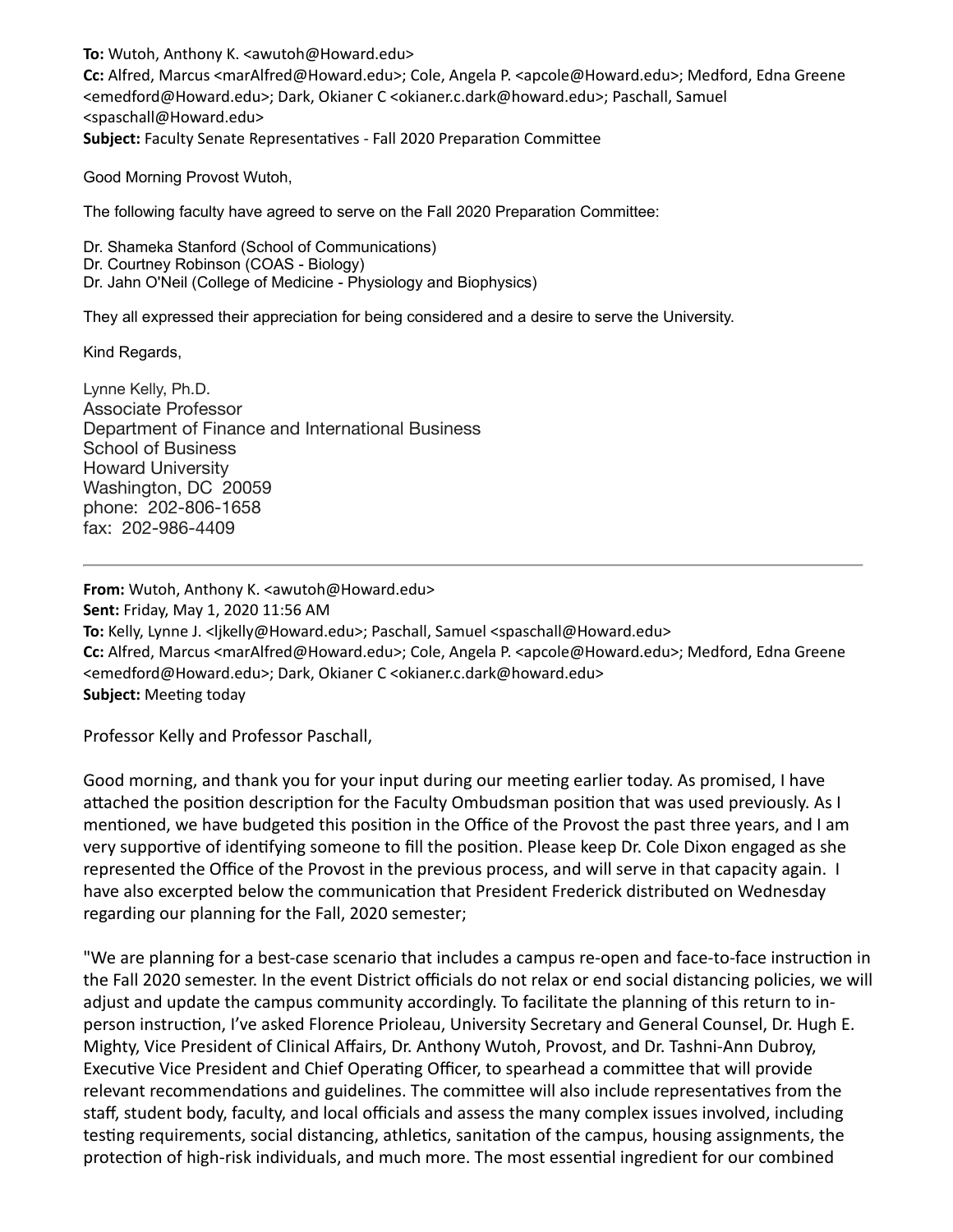**To:** Wutoh, Anthony K. <awutoh@Howard.edu>
**Cc:** Alfred, Marcus <marAlfred@Howard.edu>; Cole, Angela P. <apcole@Howard.edu>; Medford, Edna Greene <emedford@Howard.edu>; Dark, Okianer C <okianer.c.dark@howard.edu>; Paschall, Samuel <spaschall@Howard.edu>
**Subject:** Faculty Senate Representatives - Fall 2020 Preparation Committee

Good Morning Provost Wutoh,

The following faculty have agreed to serve on the Fall 2020 Preparation Committee:

Dr. Shameka Stanford (School of Communications)
Dr. Courtney Robinson (COAS - Biology)
Dr. Jahn O'Neil (College of Medicine - Physiology and Biophysics)

They all expressed their appreciation for being considered and a desire to serve the University.

Kind Regards,

Lynne Kelly, Ph.D.
Associate Professor
Department of Finance and International Business
School of Business
Howard University
Washington, DC 20059
phone: 202-806-1658
fax: 202-986-4409

---

**From:** Wutoh, Anthony K. <awutoh@Howard.edu>
**Sent:** Friday, May 1, 2020 11:56 AM
**To:** Kelly, Lynne J. <ljkelly@Howard.edu>; Paschall, Samuel <spaschall@Howard.edu>
**Cc:** Alfred, Marcus <marAlfred@Howard.edu>; Cole, Angela P. <apcole@Howard.edu>; Medford, Edna Greene <emedford@Howard.edu>; Dark, Okianer C <okianer.c.dark@howard.edu>
**Subject:** Meeting today

Professor Kelly and Professor Paschall,

Good morning, and thank you for your input during our meeting earlier today. As promised, I have attached the position description for the Faculty Ombudsman position that was used previously. As I mentioned, we have budgeted this position in the Office of the Provost the past three years, and I am very supportive of identifying someone to fill the position. Please keep Dr. Cole Dixon engaged as she represented the Office of the Provost in the previous process, and will serve in that capacity again. I have also excerpted below the communication that President Frederick distributed on Wednesday regarding our planning for the Fall, 2020 semester;

"We are planning for a best-case scenario that includes a campus re-open and face-to-face instruction in the Fall 2020 semester. In the event District officials do not relax or end social distancing policies, we will adjust and update the campus community accordingly. To facilitate the planning of this return to in-person instruction, I've asked Florence Prioleau, University Secretary and General Counsel, Dr. Hugh E. Mighty, Vice President of Clinical Affairs, Dr. Anthony Wutoh, Provost, and Dr. Tashni-Ann Dubroy, Executive Vice President and Chief Operating Officer, to spearhead a committee that will provide relevant recommendations and guidelines. The committee will also include representatives from the staff, student body, faculty, and local officials and assess the many complex issues involved, including testing requirements, social distancing, athletics, sanitation of the campus, housing assignments, the protection of high-risk individuals, and much more. The most essential ingredient for our combined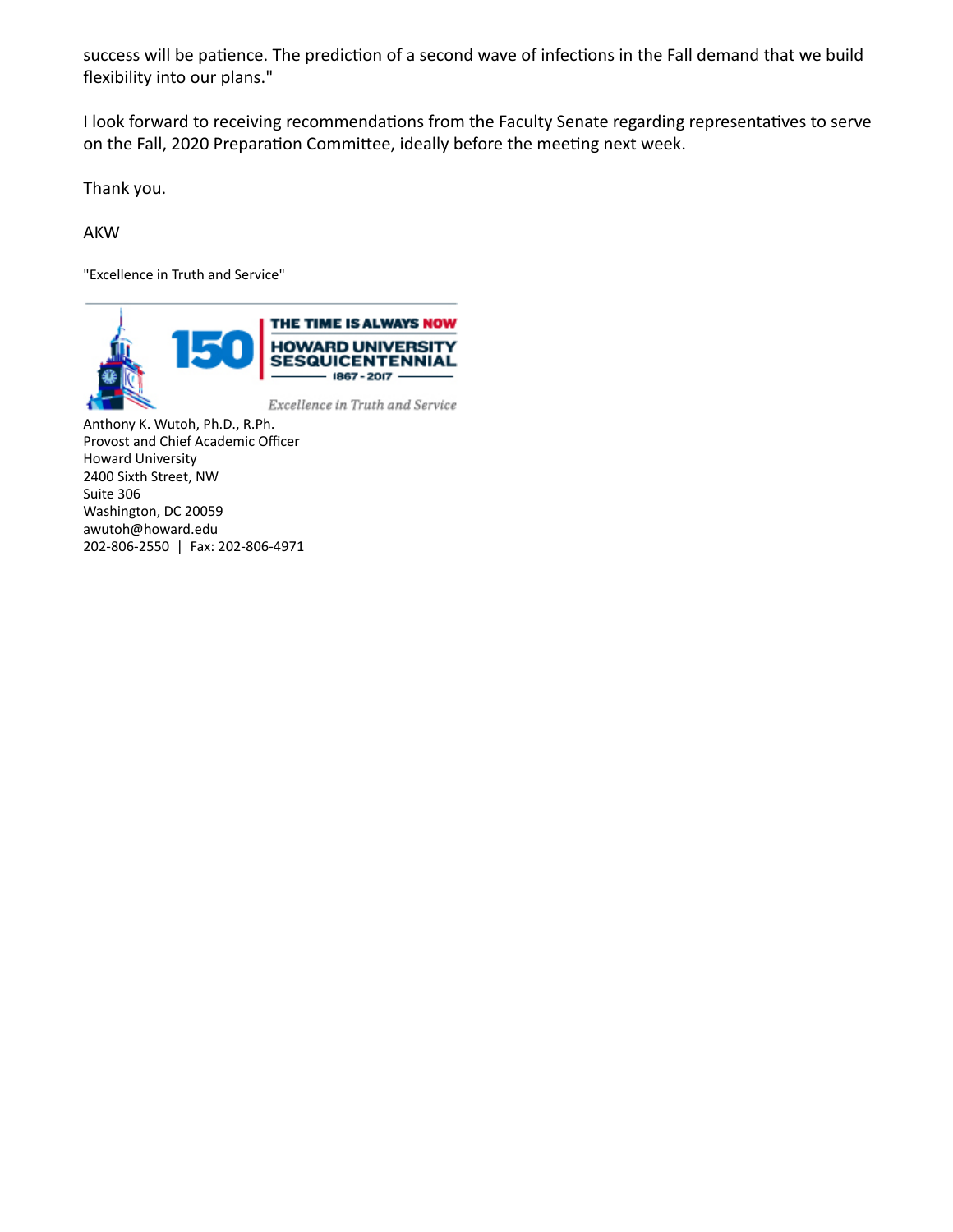success will be patience. The prediction of a second wave of infections in the Fall demand that we build flexibility into our plans."

I look forward to receiving recommendations from the Faculty Senate regarding representatives to serve on the Fall, 2020 Preparation Committee, ideally before the meeting next week.

Thank you.

AKW

"Excellence in Truth and Service"

THE TIME IS ALWAYS NOW
150
HOWARD UNIVERSITY SESQUICENTENNIAL
1867 - 2017

*Excellence in Truth and Service*

Anthony K. Wutoh, Ph.D., R.Ph.
Provost and Chief Academic Officer
Howard University
2400 Sixth Street, NW
Suite 306
Washington, DC 20059
awutoh@howard.edu
202-806-2550 | Fax: 202-806-4971